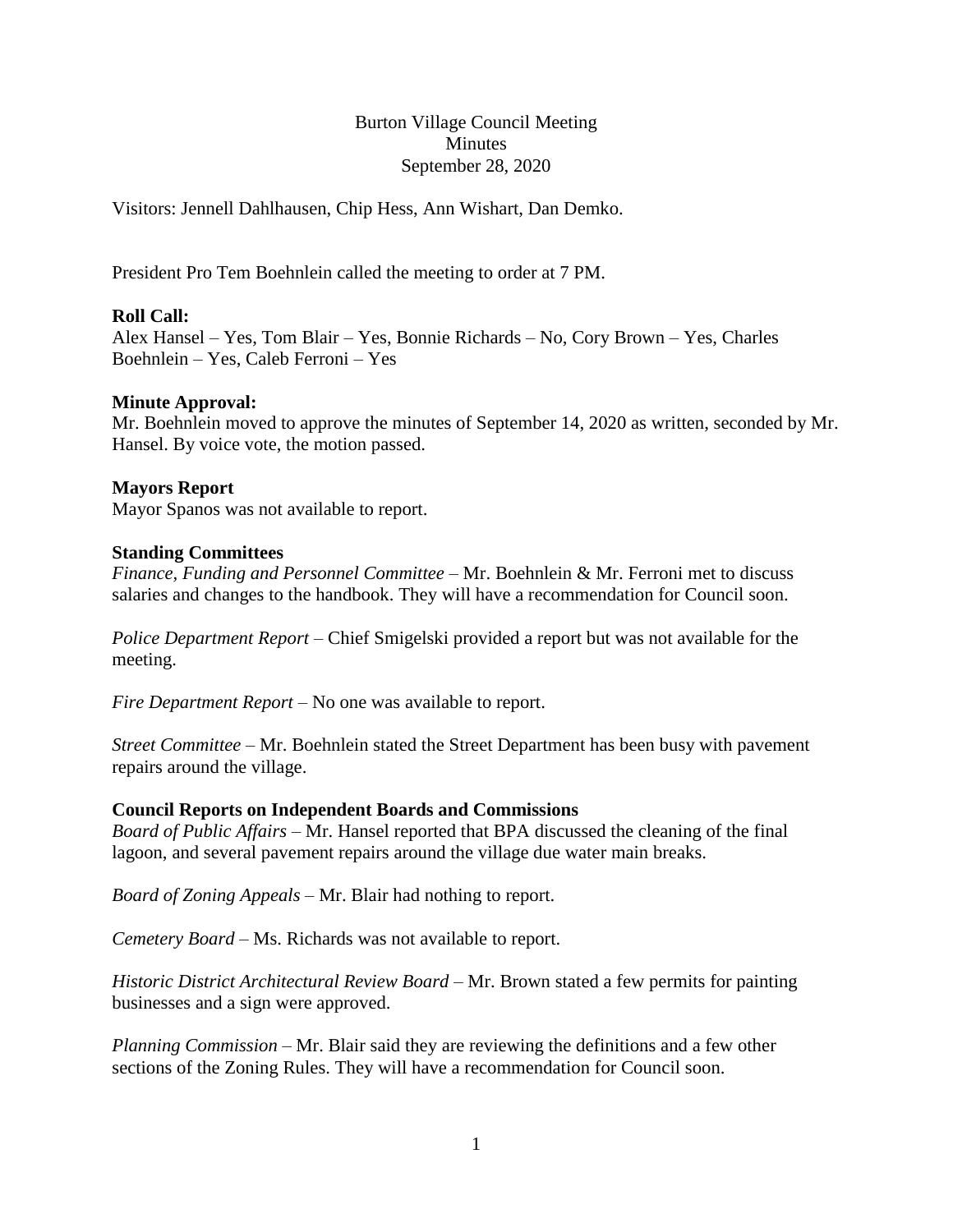# Burton Village Council Meeting
## Minutes
### September 28, 2020

Visitors: Jennell Dahlhausen, Chip Hess, Ann Wishart, Dan Demko.

President Pro Tem Boehnlein called the meeting to order at 7 PM.

**Roll Call:**
Alex Hansel – Yes, Tom Blair – Yes, Bonnie Richards – No, Cory Brown – Yes, Charles Boehnlein – Yes, Caleb Ferroni – Yes

**Minute Approval:**
Mr. Boehnlein moved to approve the minutes of September 14, 2020 as written, seconded by Mr. Hansel. By voice vote, the motion passed.

**Mayors Report**
Mayor Spanos was not available to report.

**Standing Committees**
*Finance, Funding and Personnel Committee* – Mr. Boehnlein & Mr. Ferroni met to discuss salaries and changes to the handbook. They will have a recommendation for Council soon.

*Police Department Report* – Chief Smigelski provided a report but was not available for the meeting.

*Fire Department Report* – No one was available to report.

*Street Committee* – Mr. Boehnlein stated the Street Department has been busy with pavement repairs around the village.

**Council Reports on Independent Boards and Commissions**
*Board of Public Affairs* – Mr. Hansel reported that BPA discussed the cleaning of the final lagoon, and several pavement repairs around the village due water main breaks.

*Board of Zoning Appeals* – Mr. Blair had nothing to report.

*Cemetery Board* – Ms. Richards was not available to report.

*Historic District Architectural Review Board* – Mr. Brown stated a few permits for painting businesses and a sign were approved.

*Planning Commission* – Mr. Blair said they are reviewing the definitions and a few other sections of the Zoning Rules. They will have a recommendation for Council soon.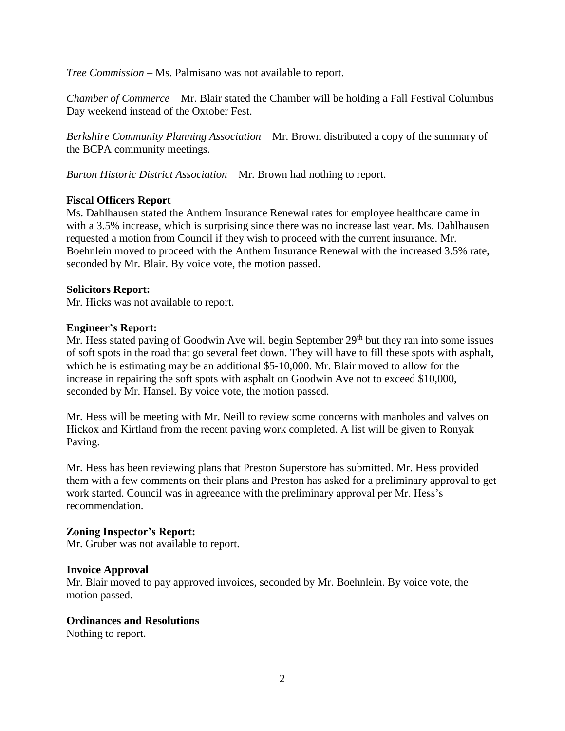*Tree Commission* – Ms. Palmisano was not available to report.

*Chamber of Commerce* – Mr. Blair stated the Chamber will be holding a Fall Festival Columbus Day weekend instead of the Oxtober Fest.

*Berkshire Community Planning Association* – Mr. Brown distributed a copy of the summary of the BCPA community meetings.

*Burton Historic District Association* – Mr. Brown had nothing to report.

**Fiscal Officers Report**

Ms. Dahlhausen stated the Anthem Insurance Renewal rates for employee healthcare came in with a 3.5% increase, which is surprising since there was no increase last year. Ms. Dahlhausen requested a motion from Council if they wish to proceed with the current insurance. Mr. Boehnlein moved to proceed with the Anthem Insurance Renewal with the increased 3.5% rate, seconded by Mr. Blair. By voice vote, the motion passed.

**Solicitors Report:**

Mr. Hicks was not available to report.

**Engineer's Report:**

Mr. Hess stated paving of Goodwin Ave will begin September 29th but they ran into some issues of soft spots in the road that go several feet down. They will have to fill these spots with asphalt, which he is estimating may be an additional $5-10,000. Mr. Blair moved to allow for the increase in repairing the soft spots with asphalt on Goodwin Ave not to exceed $10,000, seconded by Mr. Hansel. By voice vote, the motion passed.

Mr. Hess will be meeting with Mr. Neill to review some concerns with manholes and valves on Hickox and Kirtland from the recent paving work completed. A list will be given to Ronyak Paving.

Mr. Hess has been reviewing plans that Preston Superstore has submitted. Mr. Hess provided them with a few comments on their plans and Preston has asked for a preliminary approval to get work started. Council was in agreeance with the preliminary approval per Mr. Hess's recommendation.

**Zoning Inspector's Report:**

Mr. Gruber was not available to report.

**Invoice Approval**

Mr. Blair moved to pay approved invoices, seconded by Mr. Boehnlein. By voice vote, the motion passed.

**Ordinances and Resolutions**

Nothing to report.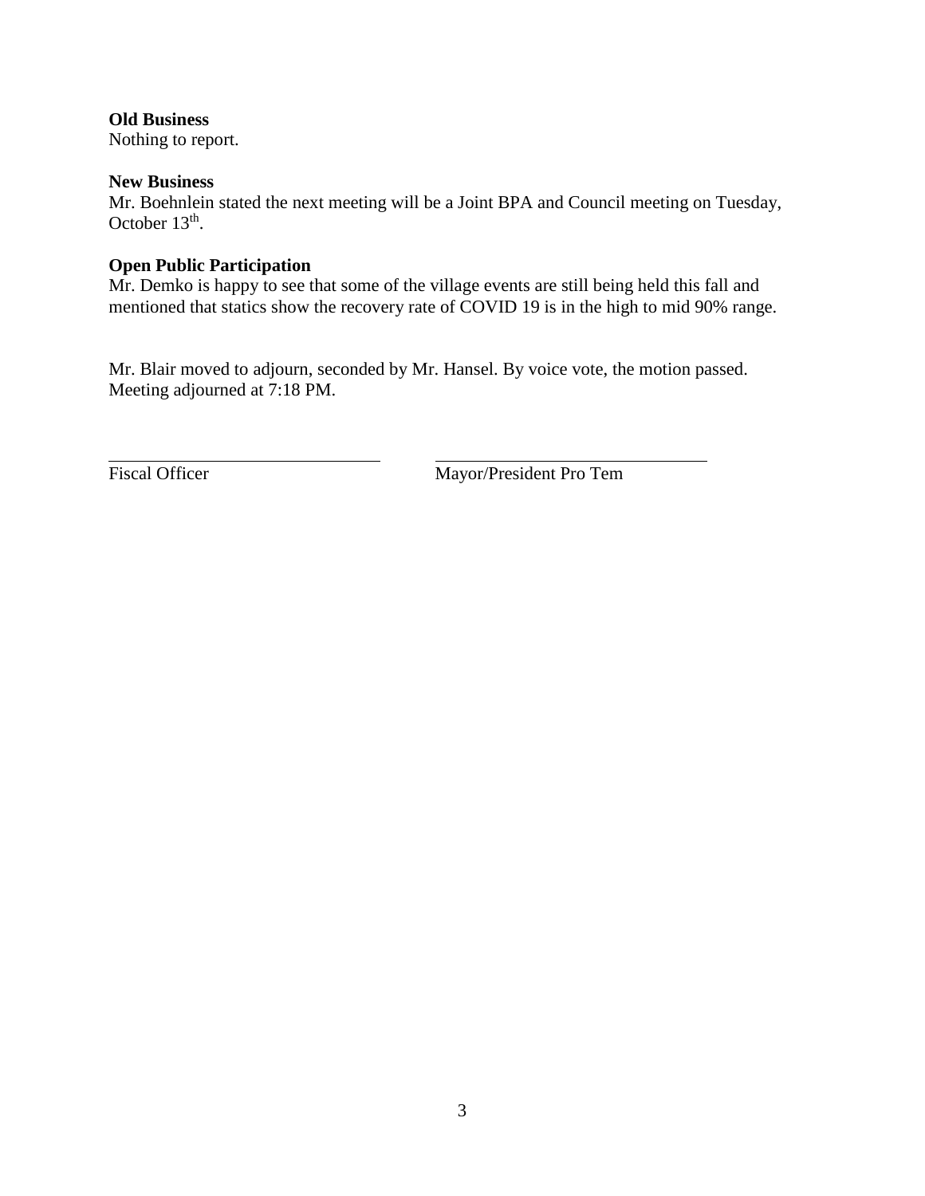**Old Business**
Nothing to report.

**New Business**
Mr. Boehnlein stated the next meeting will be a Joint BPA and Council meeting on Tuesday, October 13th.

**Open Public Participation**
Mr. Demko is happy to see that some of the village events are still being held this fall and mentioned that statics show the recovery rate of COVID 19 is in the high to mid 90% range.

Mr. Blair moved to adjourn, seconded by Mr. Hansel. By voice vote, the motion passed. Meeting adjourned at 7:18 PM.

\_\_\_\_\_\_\_\_\_\_\_\_\_\_\_\_\_\_\_\_\_\_\_\_\_\_\_\_ \_\_\_\_\_\_\_\_\_\_\_\_\_\_\_\_\_\_\_\_\_\_\_\_\_\_\_\_

Fiscal Officer Mayor/President Pro Tem